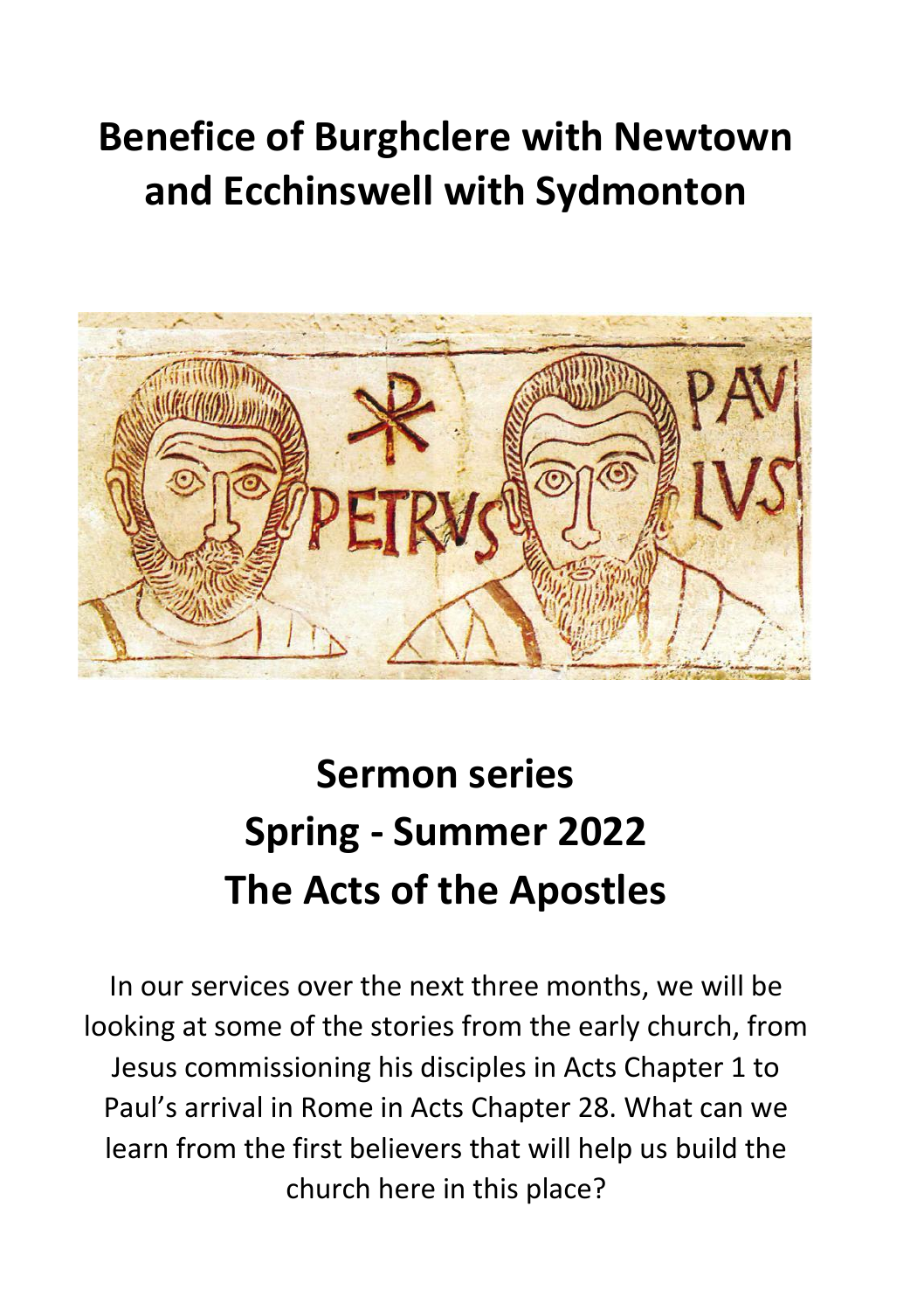# Benefice of Burghclere with Newtown and Ecchinswell with Sydmonton

# Sermon series
# Spring - Summer 2022
# The Acts of the Apostles

In our services over the next three months, we will be looking at some of the stories from the early church, from Jesus commissioning his disciples in Acts Chapter 1 to Paul's arrival in Rome in Acts Chapter 28. What can we learn from the first believers that will help us build the church here in this place?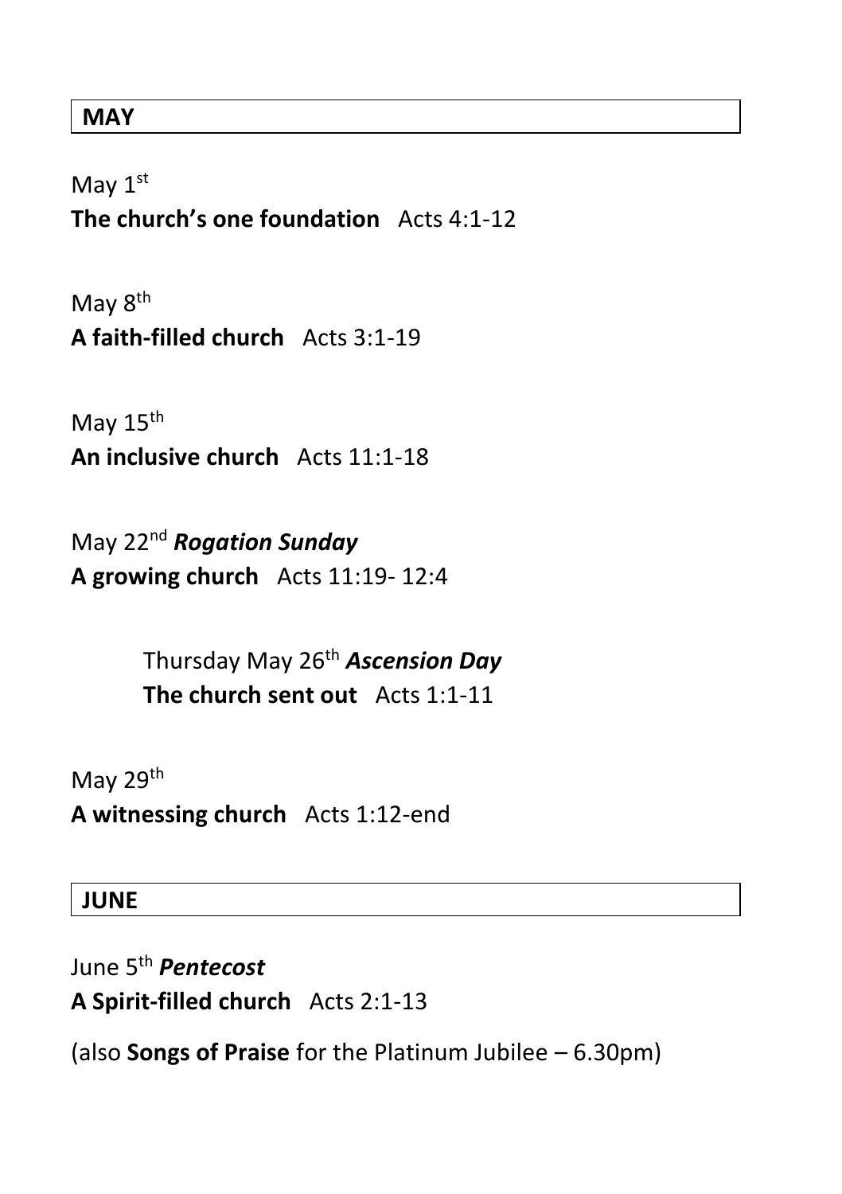## MAY

May 1st
**The church's one foundation** Acts 4:1-12

May 8th
**A faith-filled church** Acts 3:1-19

May 15th
**An inclusive church** Acts 11:1-18

May 22nd ***Rogation Sunday***
**A growing church** Acts 11:19- 12:4

> Thursday May 26th ***Ascension Day***
> **The church sent out** Acts 1:1-11

May 29th
**A witnessing church** Acts 1:12-end

## JUNE

June 5th ***Pentecost***
**A Spirit-filled church** Acts 2:1-13

(also **Songs of Praise** for the Platinum Jubilee – 6.30pm)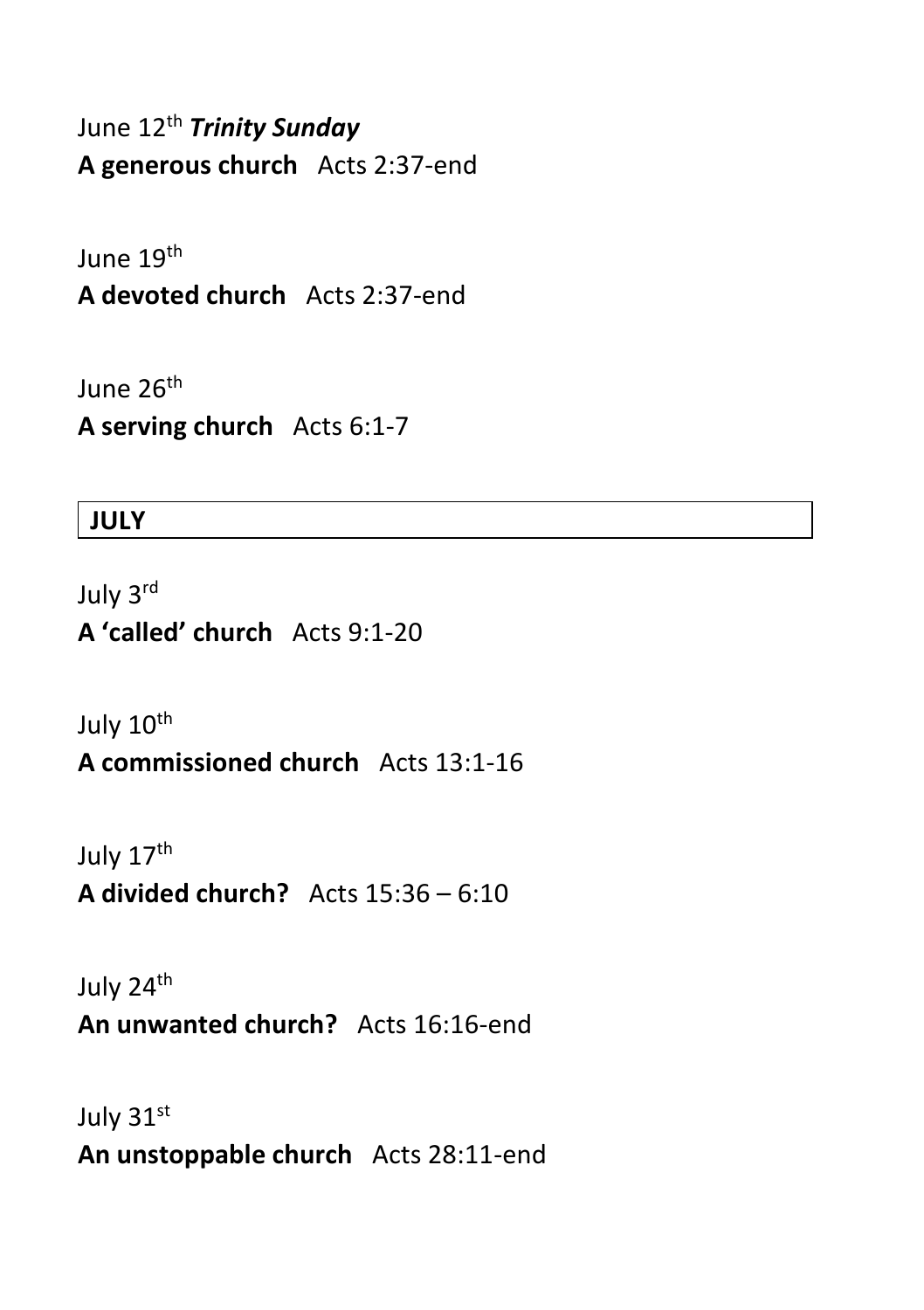June 12th ***Trinity Sunday***
**A generous church** Acts 2:37-end

June 19th
**A devoted church** Acts 2:37-end

June 26th
**A serving church** Acts 6:1-7

## JULY

July 3rd
**A 'called' church** Acts 9:1-20

July 10th
**A commissioned church** Acts 13:1-16

July 17th
**A divided church?** Acts 15:36 – 6:10

July 24th
**An unwanted church?** Acts 16:16-end

July 31st
**An unstoppable church** Acts 28:11-end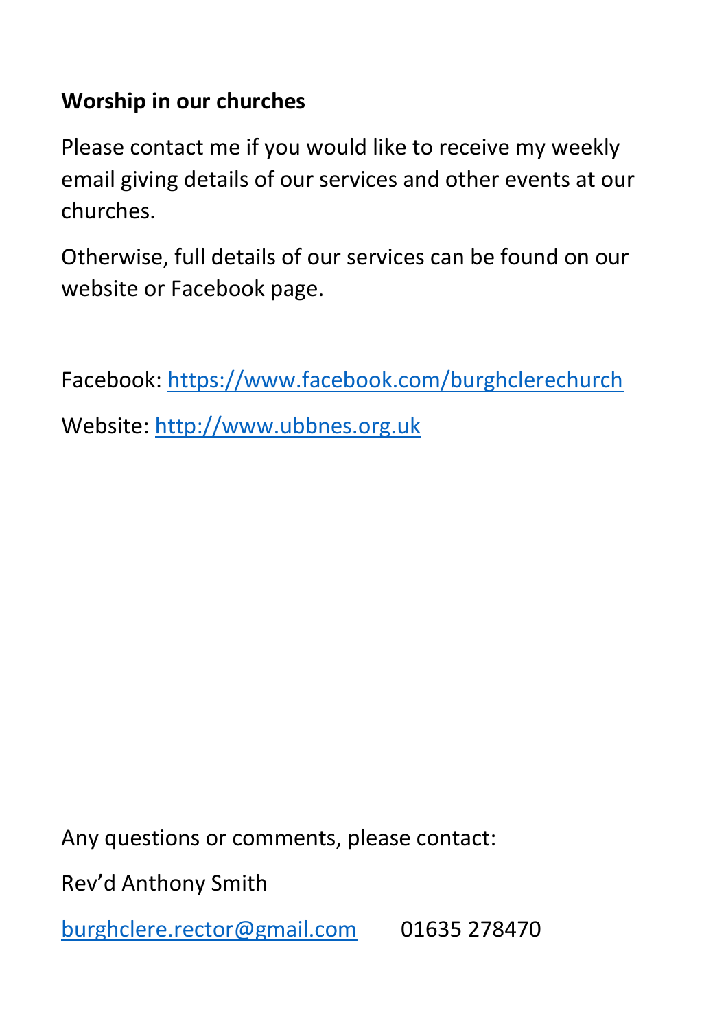**Worship in our churches**

Please contact me if you would like to receive my weekly email giving details of our services and other events at our churches.

Otherwise, full details of our services can be found on our website or Facebook page.

Facebook: https://www.facebook.com/burghclerechurch

Website: http://www.ubbnes.org.uk

Any questions or comments, please contact:

Rev'd Anthony Smith

burghclere.rector@gmail.com 01635 278470